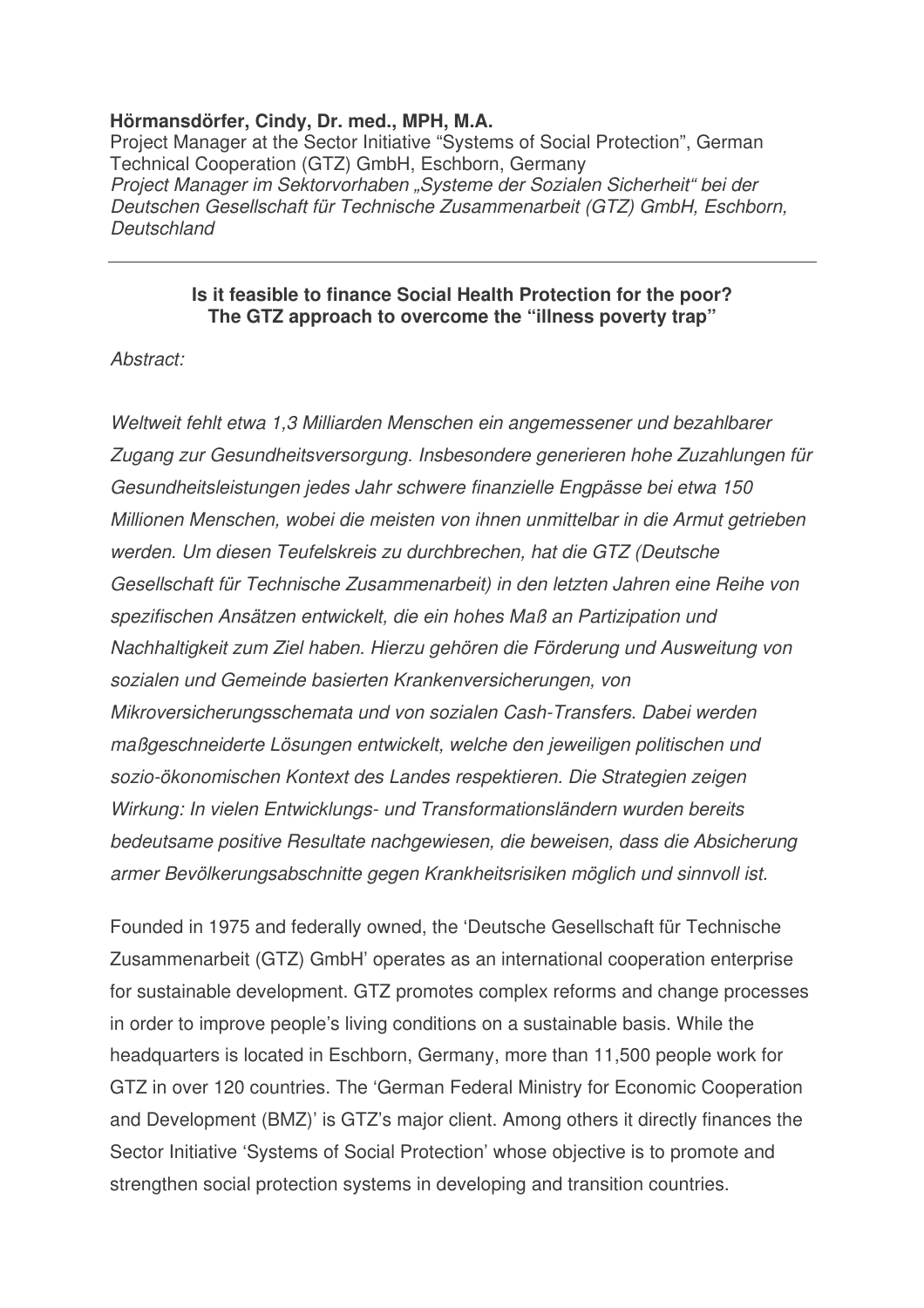**Hörmansdörfer, Cindy, Dr. med., MPH, M.A.**
Project Manager at the Sector Initiative "Systems of Social Protection", German Technical Cooperation (GTZ) GmbH, Eschborn, Germany
*Project Manager im Sektorvorhaben „Systeme der Sozialen Sicherheit" bei der Deutschen Gesellschaft für Technische Zusammenarbeit (GTZ) GmbH, Eschborn, Deutschland*

---

**Is it feasible to finance Social Health Protection for the poor?**
**The GTZ approach to overcome the "illness poverty trap"**

*Abstract:*

*Weltweit fehlt etwa 1,3 Milliarden Menschen ein angemessener und bezahlbarer Zugang zur Gesundheitsversorgung. Insbesondere generieren hohe Zuzahlungen für Gesundheitsleistungen jedes Jahr schwere finanzielle Engpässe bei etwa 150 Millionen Menschen, wobei die meisten von ihnen unmittelbar in die Armut getrieben werden. Um diesen Teufelskreis zu durchbrechen, hat die GTZ (Deutsche Gesellschaft für Technische Zusammenarbeit) in den letzten Jahren eine Reihe von spezifischen Ansätzen entwickelt, die ein hohes Maß an Partizipation und Nachhaltigkeit zum Ziel haben. Hierzu gehören die Förderung und Ausweitung von sozialen und Gemeinde basierten Krankenversicherungen, von Mikroversicherungsschemata und von sozialen Cash-Transfers. Dabei werden maßgeschneiderte Lösungen entwickelt, welche den jeweiligen politischen und sozio-ökonomischen Kontext des Landes respektieren. Die Strategien zeigen Wirkung: In vielen Entwicklungs- und Transformationsländern wurden bereits bedeutsame positive Resultate nachgewiesen, die beweisen, dass die Absicherung armer Bevölkerungsabschnitte gegen Krankheitsrisiken möglich und sinnvoll ist.*

Founded in 1975 and federally owned, the 'Deutsche Gesellschaft für Technische Zusammenarbeit (GTZ) GmbH' operates as an international cooperation enterprise for sustainable development. GTZ promotes complex reforms and change processes in order to improve people's living conditions on a sustainable basis. While the headquarters is located in Eschborn, Germany, more than 11,500 people work for GTZ in over 120 countries. The 'German Federal Ministry for Economic Cooperation and Development (BMZ)' is GTZ's major client. Among others it directly finances the Sector Initiative 'Systems of Social Protection' whose objective is to promote and strengthen social protection systems in developing and transition countries.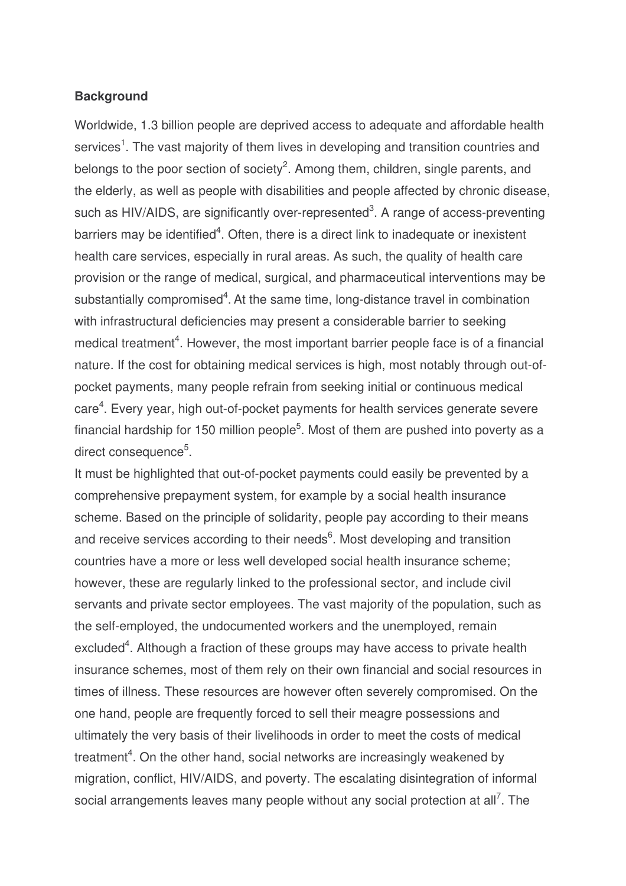**Background**

Worldwide, 1.3 billion people are deprived access to adequate and affordable health services[1]. The vast majority of them lives in developing and transition countries and belongs to the poor section of society[2]. Among them, children, single parents, and the elderly, as well as people with disabilities and people affected by chronic disease, such as HIV/AIDS, are significantly over-represented[3]. A range of access-preventing barriers may be identified[4]. Often, there is a direct link to inadequate or inexistent health care services, especially in rural areas. As such, the quality of health care provision or the range of medical, surgical, and pharmaceutical interventions may be substantially compromised[4]. At the same time, long-distance travel in combination with infrastructural deficiencies may present a considerable barrier to seeking medical treatment[4]. However, the most important barrier people face is of a financial nature. If the cost for obtaining medical services is high, most notably through out-of-pocket payments, many people refrain from seeking initial or continuous medical care[4]. Every year, high out-of-pocket payments for health services generate severe financial hardship for 150 million people[5]. Most of them are pushed into poverty as a direct consequence[5].

It must be highlighted that out-of-pocket payments could easily be prevented by a comprehensive prepayment system, for example by a social health insurance scheme. Based on the principle of solidarity, people pay according to their means and receive services according to their needs[6]. Most developing and transition countries have a more or less well developed social health insurance scheme; however, these are regularly linked to the professional sector, and include civil servants and private sector employees. The vast majority of the population, such as the self-employed, the undocumented workers and the unemployed, remain excluded[4]. Although a fraction of these groups may have access to private health insurance schemes, most of them rely on their own financial and social resources in times of illness. These resources are however often severely compromised. On the one hand, people are frequently forced to sell their meagre possessions and ultimately the very basis of their livelihoods in order to meet the costs of medical treatment[4]. On the other hand, social networks are increasingly weakened by migration, conflict, HIV/AIDS, and poverty. The escalating disintegration of informal social arrangements leaves many people without any social protection at all[7]. The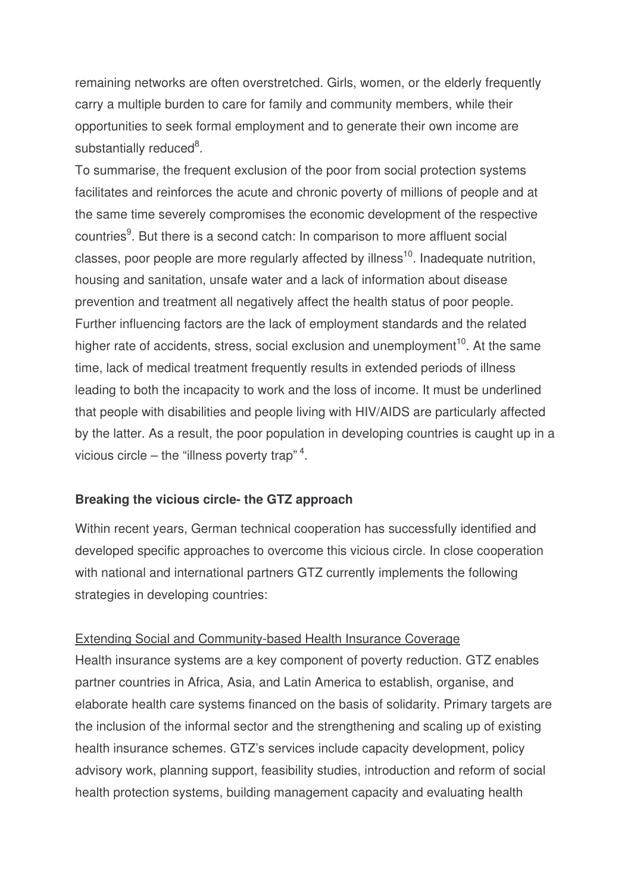remaining networks are often overstretched. Girls, women, or the elderly frequently carry a multiple burden to care for family and community members, while their opportunities to seek formal employment and to generate their own income are substantially reduced[8].

To summarise, the frequent exclusion of the poor from social protection systems facilitates and reinforces the acute and chronic poverty of millions of people and at the same time severely compromises the economic development of the respective countries[9]. But there is a second catch: In comparison to more affluent social classes, poor people are more regularly affected by illness[10]. Inadequate nutrition, housing and sanitation, unsafe water and a lack of information about disease prevention and treatment all negatively affect the health status of poor people. Further influencing factors are the lack of employment standards and the related higher rate of accidents, stress, social exclusion and unemployment[10]. At the same time, lack of medical treatment frequently results in extended periods of illness leading to both the incapacity to work and the loss of income. It must be underlined that people with disabilities and people living with HIV/AIDS are particularly affected by the latter. As a result, the poor population in developing countries is caught up in a vicious circle – the "illness poverty trap"[4].

**Breaking the vicious circle- the GTZ approach**

Within recent years, German technical cooperation has successfully identified and developed specific approaches to overcome this vicious circle. In close cooperation with national and international partners GTZ currently implements the following strategies in developing countries:

<u>Extending Social and Community-based Health Insurance Coverage</u>

Health insurance systems are a key component of poverty reduction. GTZ enables partner countries in Africa, Asia, and Latin America to establish, organise, and elaborate health care systems financed on the basis of solidarity. Primary targets are the inclusion of the informal sector and the strengthening and scaling up of existing health insurance schemes. GTZ's services include capacity development, policy advisory work, planning support, feasibility studies, introduction and reform of social health protection systems, building management capacity and evaluating health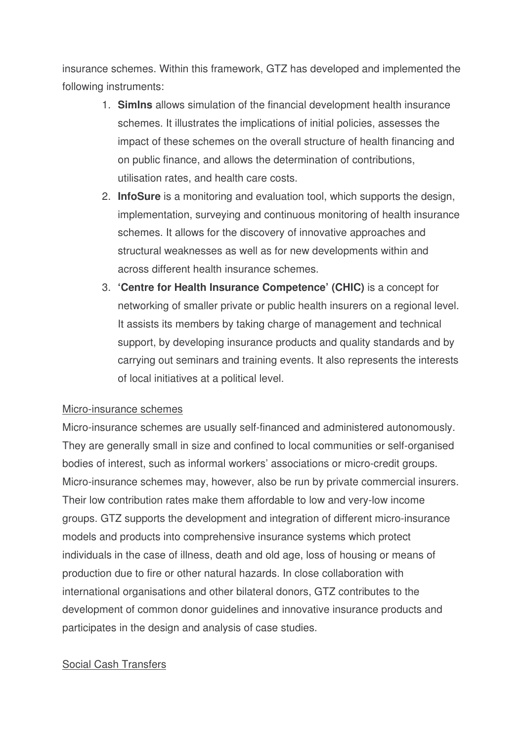insurance schemes. Within this framework, GTZ has developed and implemented the following instruments:

1. **SimIns** allows simulation of the financial development health insurance schemes. It illustrates the implications of initial policies, assesses the impact of these schemes on the overall structure of health financing and on public finance, and allows the determination of contributions, utilisation rates, and health care costs.
2. **InfoSure** is a monitoring and evaluation tool, which supports the design, implementation, surveying and continuous monitoring of health insurance schemes. It allows for the discovery of innovative approaches and structural weaknesses as well as for new developments within and across different health insurance schemes.
3. **'Centre for Health Insurance Competence' (CHIC)** is a concept for networking of smaller private or public health insurers on a regional level. It assists its members by taking charge of management and technical support, by developing insurance products and quality standards and by carrying out seminars and training events. It also represents the interests of local initiatives at a political level.

<u>Micro-insurance schemes</u>

Micro-insurance schemes are usually self-financed and administered autonomously. They are generally small in size and confined to local communities or self-organised bodies of interest, such as informal workers' associations or micro-credit groups. Micro-insurance schemes may, however, also be run by private commercial insurers. Their low contribution rates make them affordable to low and very-low income groups. GTZ supports the development and integration of different micro-insurance models and products into comprehensive insurance systems which protect individuals in the case of illness, death and old age, loss of housing or means of production due to fire or other natural hazards. In close collaboration with international organisations and other bilateral donors, GTZ contributes to the development of common donor guidelines and innovative insurance products and participates in the design and analysis of case studies.

<u>Social Cash Transfers</u>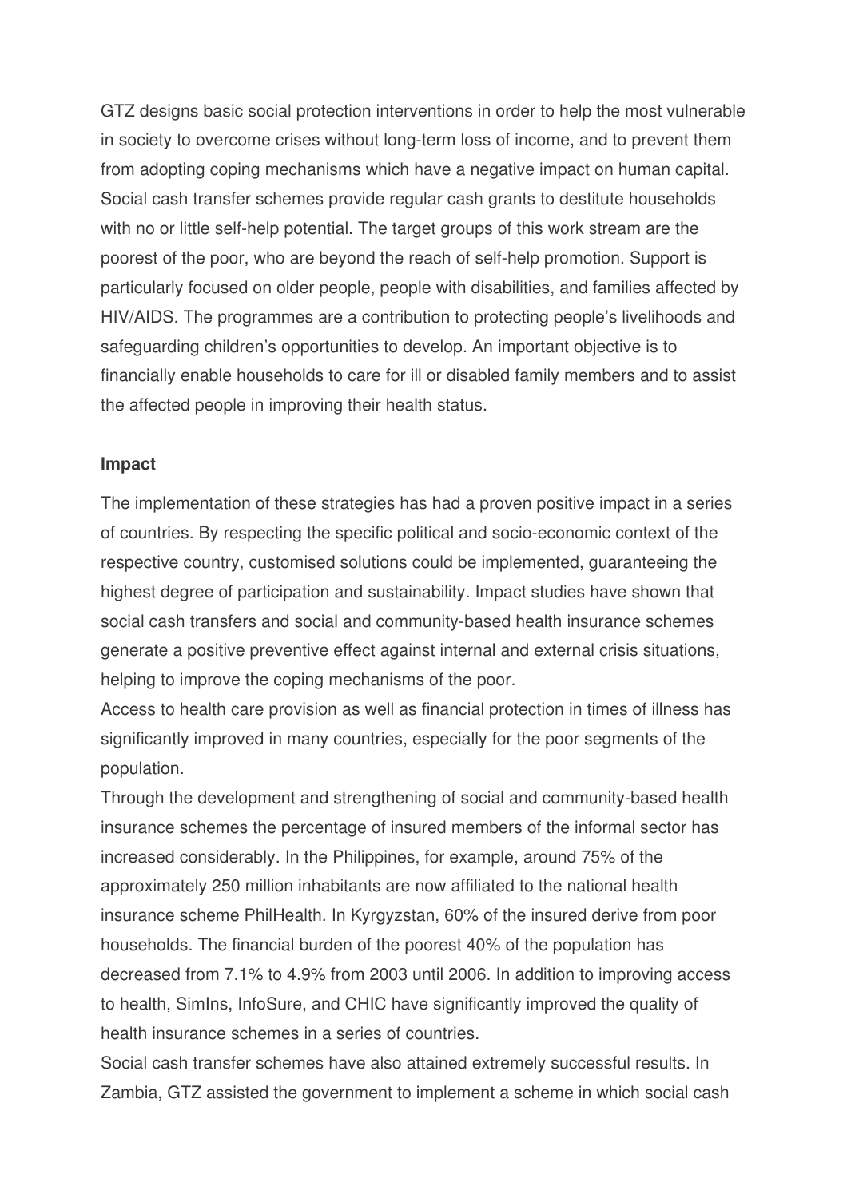GTZ designs basic social protection interventions in order to help the most vulnerable in society to overcome crises without long-term loss of income, and to prevent them from adopting coping mechanisms which have a negative impact on human capital. Social cash transfer schemes provide regular cash grants to destitute households with no or little self-help potential. The target groups of this work stream are the poorest of the poor, who are beyond the reach of self-help promotion. Support is particularly focused on older people, people with disabilities, and families affected by HIV/AIDS. The programmes are a contribution to protecting people's livelihoods and safeguarding children's opportunities to develop. An important objective is to financially enable households to care for ill or disabled family members and to assist the affected people in improving their health status.

**Impact**

The implementation of these strategies has had a proven positive impact in a series of countries. By respecting the specific political and socio-economic context of the respective country, customised solutions could be implemented, guaranteeing the highest degree of participation and sustainability. Impact studies have shown that social cash transfers and social and community-based health insurance schemes generate a positive preventive effect against internal and external crisis situations, helping to improve the coping mechanisms of the poor.

Access to health care provision as well as financial protection in times of illness has significantly improved in many countries, especially for the poor segments of the population.

Through the development and strengthening of social and community-based health insurance schemes the percentage of insured members of the informal sector has increased considerably. In the Philippines, for example, around 75% of the approximately 250 million inhabitants are now affiliated to the national health insurance scheme PhilHealth. In Kyrgyzstan, 60% of the insured derive from poor households. The financial burden of the poorest 40% of the population has decreased from 7.1% to 4.9% from 2003 until 2006. In addition to improving access to health, SimIns, InfoSure, and CHIC have significantly improved the quality of health insurance schemes in a series of countries.

Social cash transfer schemes have also attained extremely successful results. In Zambia, GTZ assisted the government to implement a scheme in which social cash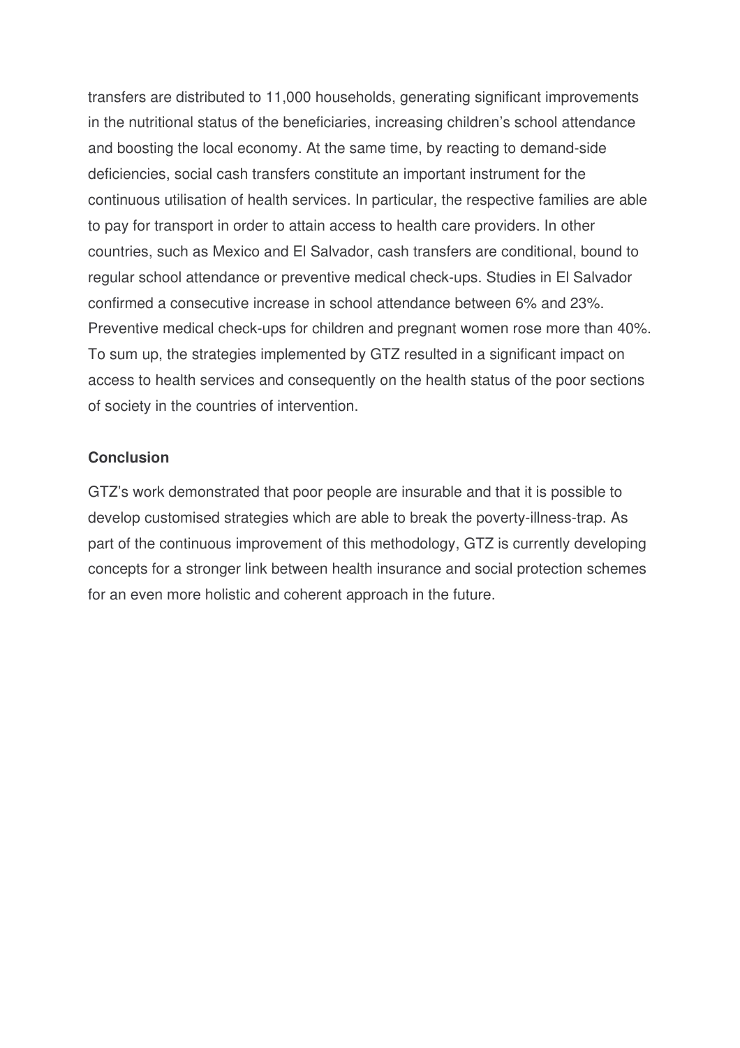transfers are distributed to 11,000 households, generating significant improvements in the nutritional status of the beneficiaries, increasing children's school attendance and boosting the local economy. At the same time, by reacting to demand-side deficiencies, social cash transfers constitute an important instrument for the continuous utilisation of health services. In particular, the respective families are able to pay for transport in order to attain access to health care providers. In other countries, such as Mexico and El Salvador, cash transfers are conditional, bound to regular school attendance or preventive medical check-ups. Studies in El Salvador confirmed a consecutive increase in school attendance between 6% and 23%. Preventive medical check-ups for children and pregnant women rose more than 40%. To sum up, the strategies implemented by GTZ resulted in a significant impact on access to health services and consequently on the health status of the poor sections of society in the countries of intervention.

**Conclusion**

GTZ's work demonstrated that poor people are insurable and that it is possible to develop customised strategies which are able to break the poverty-illness-trap. As part of the continuous improvement of this methodology, GTZ is currently developing concepts for a stronger link between health insurance and social protection schemes for an even more holistic and coherent approach in the future.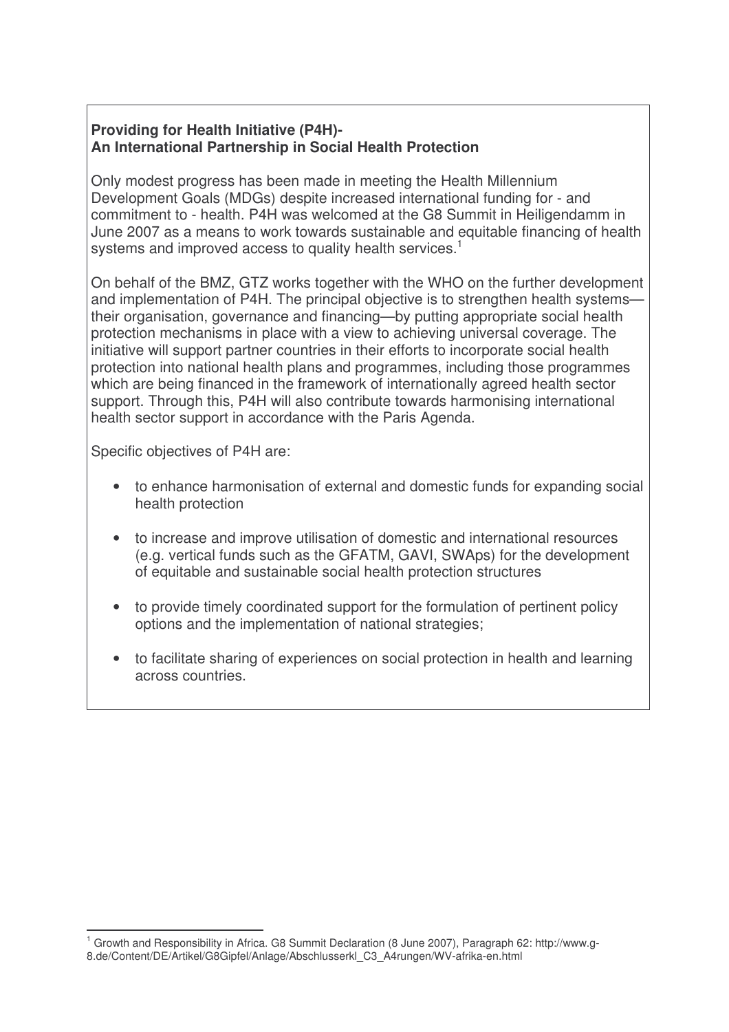**Providing for Health Initiative (P4H)-**
**An International Partnership in Social Health Protection**

Only modest progress has been made in meeting the Health Millennium Development Goals (MDGs) despite increased international funding for - and commitment to - health. P4H was welcomed at the G8 Summit in Heiligendamm in June 2007 as a means to work towards sustainable and equitable financing of health systems and improved access to quality health services.[1]

On behalf of the BMZ, GTZ works together with the WHO on the further development and implementation of P4H. The principal objective is to strengthen health systems—their organisation, governance and financing—by putting appropriate social health protection mechanisms in place with a view to achieving universal coverage. The initiative will support partner countries in their efforts to incorporate social health protection into national health plans and programmes, including those programmes which are being financed in the framework of internationally agreed health sector support. Through this, P4H will also contribute towards harmonising international health sector support in accordance with the Paris Agenda.

Specific objectives of P4H are:

- to enhance harmonisation of external and domestic funds for expanding social health protection
- to increase and improve utilisation of domestic and international resources (e.g. vertical funds such as the GFATM, GAVI, SWAps) for the development of equitable and sustainable social health protection structures
- to provide timely coordinated support for the formulation of pertinent policy options and the implementation of national strategies;
- to facilitate sharing of experiences on social protection in health and learning across countries.

[1] Growth and Responsibility in Africa. G8 Summit Declaration (8 June 2007), Paragraph 62: http://www.g-8.de/Content/DE/Artikel/G8Gipfel/Anlage/Abschlusserkl_C3_A4rungen/WV-afrika-en.html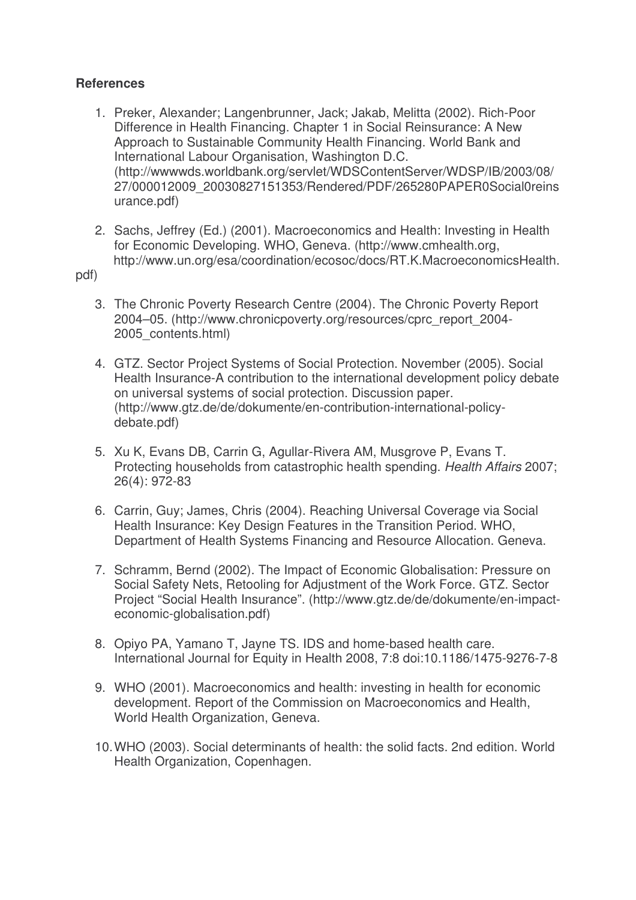**References**

1. Preker, Alexander; Langenbrunner, Jack; Jakab, Melitta (2002). Rich-Poor Difference in Health Financing. Chapter 1 in Social Reinsurance: A New Approach to Sustainable Community Health Financing. World Bank and International Labour Organisation, Washington D.C. (http://wwwwds.worldbank.org/servlet/WDSContentServer/WDSP/IB/2003/08/27/000012009_20030827151353/Rendered/PDF/265280PAPER0Social0reinsurance.pdf)

2. Sachs, Jeffrey (Ed.) (2001). Macroeconomics and Health: Investing in Health for Economic Developing. WHO, Geneva. (http://www.cmhealth.org, http://www.un.org/esa/coordination/ecosoc/docs/RT.K.MacroeconomicsHealth.pdf)

3. The Chronic Poverty Research Centre (2004). The Chronic Poverty Report 2004–05. (http://www.chronicpoverty.org/resources/cprc_report_2004-2005_contents.html)

4. GTZ. Sector Project Systems of Social Protection. November (2005). Social Health Insurance-A contribution to the international development policy debate on universal systems of social protection. Discussion paper. (http://www.gtz.de/de/dokumente/en-contribution-international-policy-debate.pdf)

5. Xu K, Evans DB, Carrin G, Agullar-Rivera AM, Musgrove P, Evans T. Protecting households from catastrophic health spending. *Health Affairs* 2007; 26(4): 972-83

6. Carrin, Guy; James, Chris (2004). Reaching Universal Coverage via Social Health Insurance: Key Design Features in the Transition Period. WHO, Department of Health Systems Financing and Resource Allocation. Geneva.

7. Schramm, Bernd (2002). The Impact of Economic Globalisation: Pressure on Social Safety Nets, Retooling for Adjustment of the Work Force. GTZ. Sector Project "Social Health Insurance". (http://www.gtz.de/de/dokumente/en-impact-economic-globalisation.pdf)

8. Opiyo PA, Yamano T, Jayne TS. IDS and home-based health care. International Journal for Equity in Health 2008, 7:8 doi:10.1186/1475-9276-7-8

9. WHO (2001). Macroeconomics and health: investing in health for economic development. Report of the Commission on Macroeconomics and Health, World Health Organization, Geneva.

10. WHO (2003). Social determinants of health: the solid facts. 2nd edition. World Health Organization, Copenhagen.